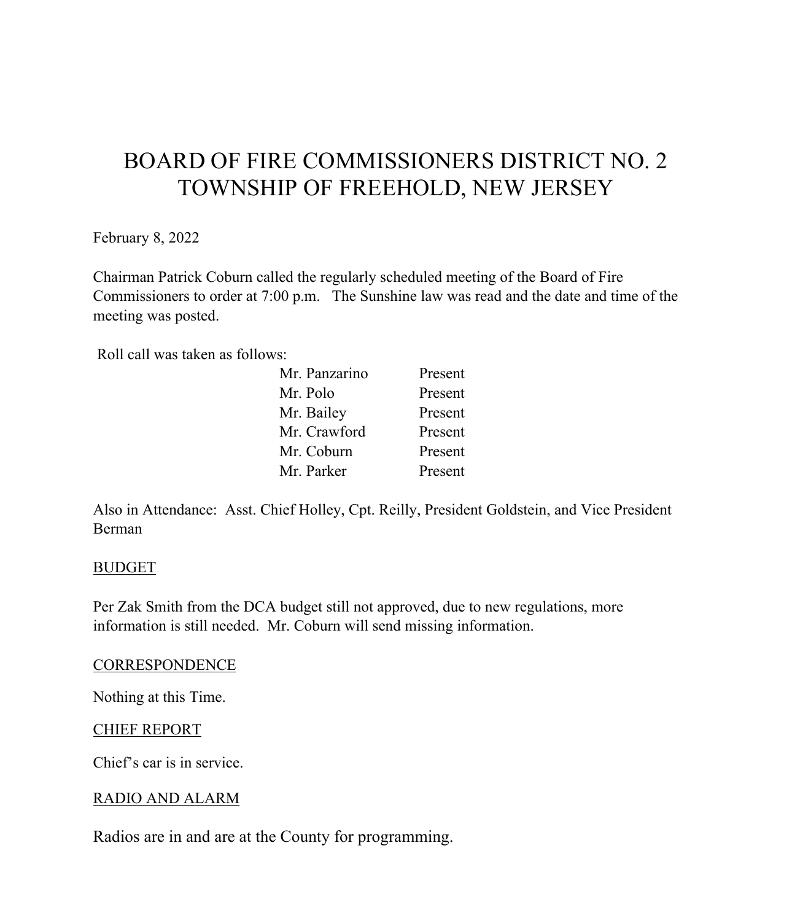# BOARD OF FIRE COMMISSIONERS DISTRICT NO. 2
# TOWNSHIP OF FREEHOLD, NEW JERSEY

February 8, 2022

Chairman Patrick Coburn called the regularly scheduled meeting of the Board of Fire Commissioners to order at 7:00 p.m. The Sunshine law was read and the date and time of the meeting was posted.

Roll call was taken as follows:

| | |
|---|---|
| Mr. Panzarino | Present |
| Mr. Polo | Present |
| Mr. Bailey | Present |
| Mr. Crawford | Present |
| Mr. Coburn | Present |
| Mr. Parker | Present |

Also in Attendance: Asst. Chief Holley, Cpt. Reilly, President Goldstein, and Vice President Berman

<u>BUDGET</u>

Per Zak Smith from the DCA budget still not approved, due to new regulations, more information is still needed. Mr. Coburn will send missing information.

<u>CORRESPONDENCE</u>

Nothing at this Time.

<u>CHIEF REPORT</u>

Chief's car is in service.

<u>RADIO AND ALARM</u>

Radios are in and are at the County for programming.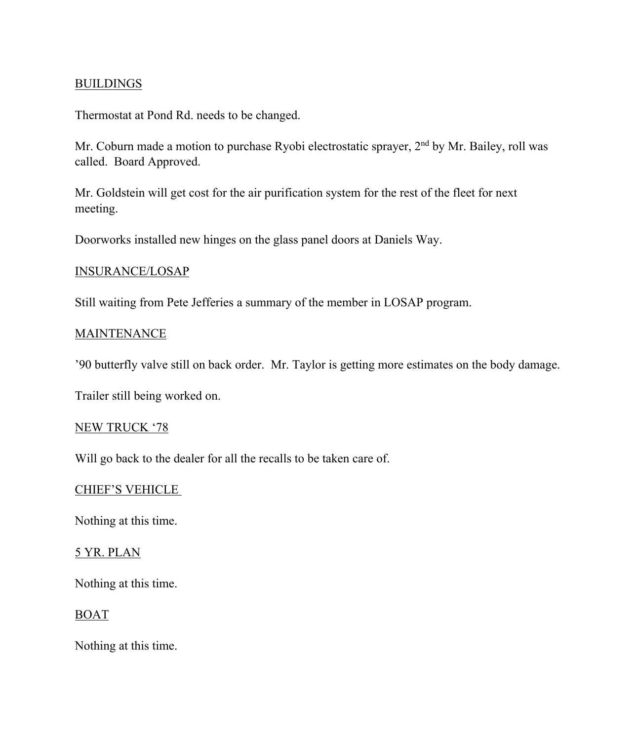<u>BUILDINGS</u>

Thermostat at Pond Rd. needs to be changed.

Mr. Coburn made a motion to purchase Ryobi electrostatic sprayer, 2nd by Mr. Bailey, roll was called.  Board Approved.

Mr. Goldstein will get cost for the air purification system for the rest of the fleet for next meeting.

Doorworks installed new hinges on the glass panel doors at Daniels Way.

<u>INSURANCE/LOSAP</u>

Still waiting from Pete Jefferies a summary of the member in LOSAP program.

<u>MAINTENANCE</u>

'90 butterfly valve still on back order.  Mr. Taylor is getting more estimates on the body damage.

Trailer still being worked on.

<u>NEW TRUCK '78</u>

Will go back to the dealer for all the recalls to be taken care of.

<u>CHIEF'S VEHICLE</u>

Nothing at this time.

<u>5 YR. PLAN</u>

Nothing at this time.

<u>BOAT</u>

Nothing at this time.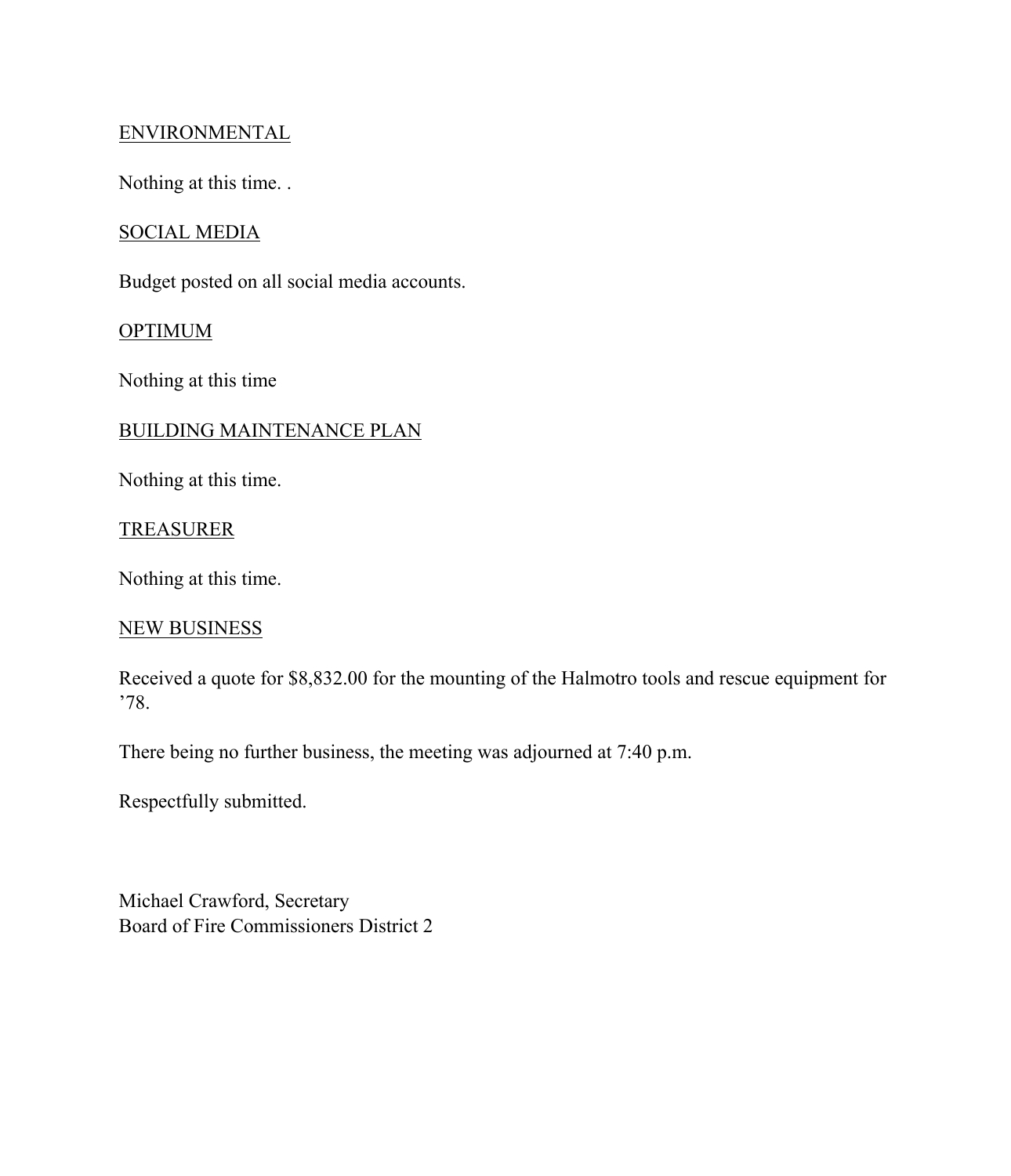<u>ENVIRONMENTAL</u>

Nothing at this time. .

<u>SOCIAL MEDIA</u>

Budget posted on all social media accounts.

<u>OPTIMUM</u>

Nothing at this time

<u>BUILDING MAINTENANCE PLAN</u>

Nothing at this time.

<u>TREASURER</u>

Nothing at this time.

<u>NEW BUSINESS</u>

Received a quote for $8,832.00 for the mounting of the Halmotro tools and rescue equipment for '78.

There being no further business, the meeting was adjourned at 7:40 p.m.

Respectfully submitted.

Michael Crawford, Secretary
Board of Fire Commissioners District 2